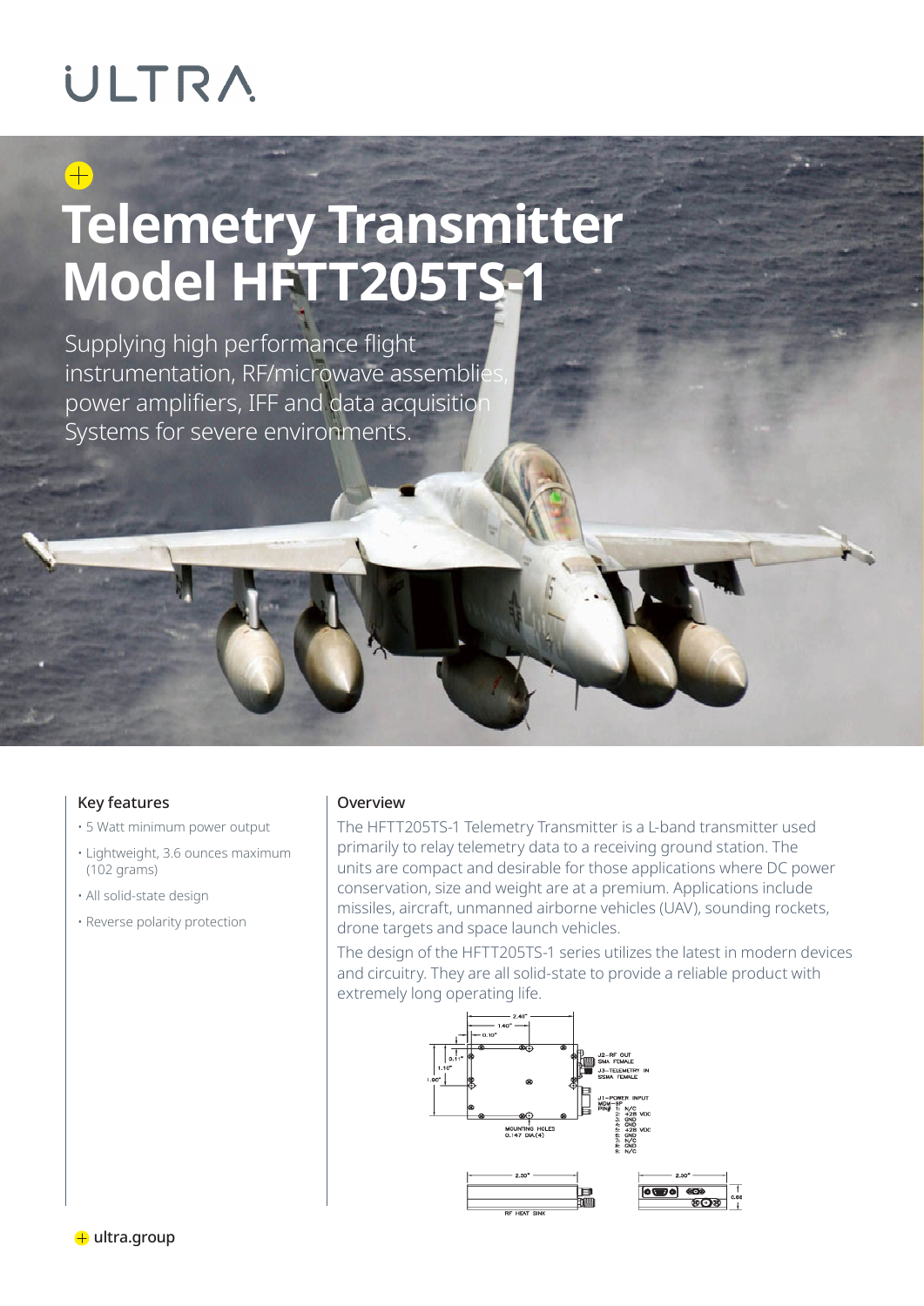# ULTRA

# Telemetry Transmitter Model HFTT205TS-1

Supplying high performance flight instrumentation, RF/microwave assemblies, power amplifiers, IFF and data acquisition Systems for severe environments.

## Key features

- 5 Watt minimum power output
- Lightweight, 3.6 ounces maximum (102 grams)
- All solid-state design
- Reverse polarity protection

## Overview

The HFTT205TS-1 Telemetry Transmitter is a L-band transmitter used primarily to relay telemetry data to a receiving ground station. The units are compact and desirable for those applications where DC power conservation, size and weight are at a premium. Applications include missiles, aircraft, unmanned airborne vehicles (UAV), sounding rockets, drone targets and space launch vehicles.

The design of the HFTT205TS-1 series utilizes the latest in modern devices and circuitry. They are all solid-state to provide a reliable product with extremely long operating life.

2.40"
1.40"
0.10"
0.1"
1.10"
1.90"

J2–RF OUT
SMA FEMALE
J3–TELEMETRY IN
SSMA FEMALE

J1–POWER INPUT
MDM–9P
PIN#
1: N/C
2: +28 VDC
3: GND
4: GND
5: +28 VDC
6: GND
7: N/C
8: GND
9: N/C

MOUNTING HOLES
0.147 DIA.(4)

2.00"
RF HEAT SINK

2.00"
0.66

ultra.group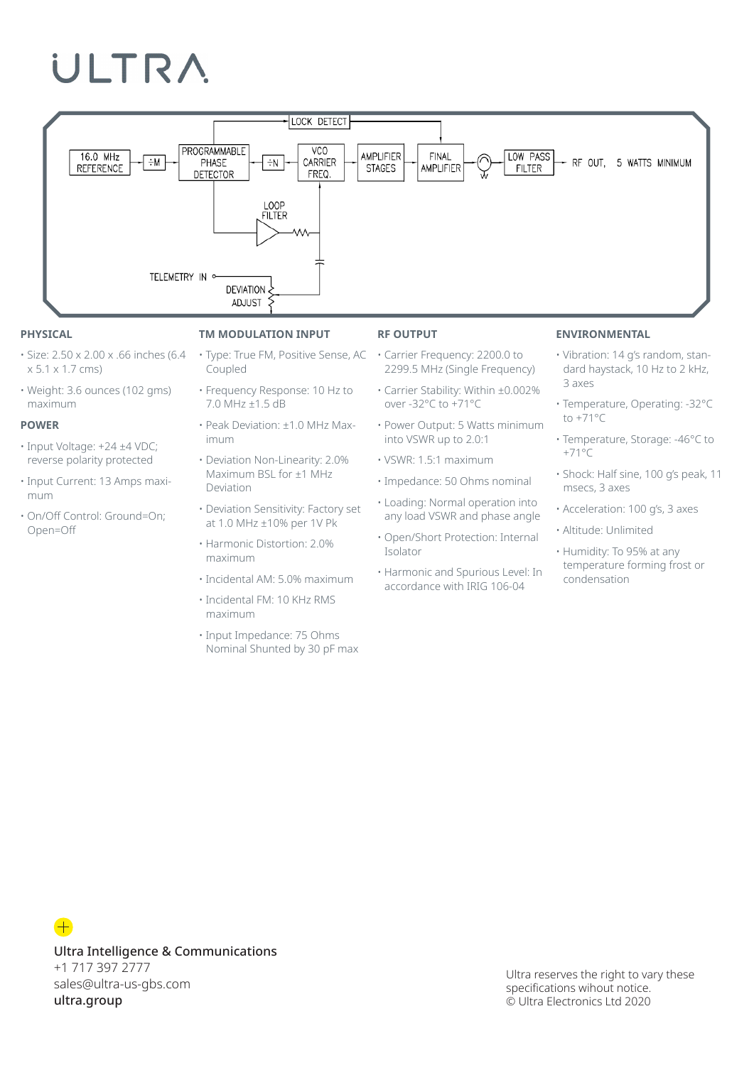ULTRA

LOCK DETECT

16.0 MHz REFERENCE

÷M

PROGRAMMABLE PHASE DETECTOR

÷N

VCO CARRIER FREQ.

AMPLIFIER STAGES

FINAL AMPLIFIER

LOW PASS FILTER

RF OUT, 5 WATTS MINIMUM

LOOP FILTER

TELEMETRY IN

DEVIATION ADJUST

### PHYSICAL

- Size: 2.50 x 2.00 x .66 inches (6.4 x 5.1 x 1.7 cms)
- Weight: 3.6 ounces (102 gms) maximum

### POWER

- Input Voltage: +24 ±4 VDC; reverse polarity protected
- Input Current: 13 Amps maximum
- On/Off Control: Ground=On; Open=Off

### TM MODULATION INPUT

- Type: True FM, Positive Sense, AC Coupled
- Frequency Response: 10 Hz to 7.0 MHz ±1.5 dB
- Peak Deviation: ±1.0 MHz Maximum
- Deviation Non-Linearity: 2.0% Maximum BSL for ±1 MHz Deviation
- Deviation Sensitivity: Factory set at 1.0 MHz ±10% per 1V Pk
- Harmonic Distortion: 2.0% maximum
- Incidental AM: 5.0% maximum
- Incidental FM: 10 KHz RMS maximum
- Input Impedance: 75 Ohms Nominal Shunted by 30 pF max

### RF OUTPUT

- Carrier Frequency: 2200.0 to 2299.5 MHz (Single Frequency)
- Carrier Stability: Within ±0.002% over -32°C to +71°C
- Power Output: 5 Watts minimum into VSWR up to 2.0:1
- VSWR: 1.5:1 maximum
- Impedance: 50 Ohms nominal
- Loading: Normal operation into any load VSWR and phase angle
- Open/Short Protection: Internal Isolator
- Harmonic and Spurious Level: In accordance with IRIG 106-04

### ENVIRONMENTAL

- Vibration: 14 g's random, standard haystack, 10 Hz to 2 kHz, 3 axes
- Temperature, Operating: -32°C to +71°C
- Temperature, Storage: -46°C to +71°C
- Shock: Half sine, 100 g's peak, 11 msecs, 3 axes
- Acceleration: 100 g's, 3 axes
- Altitude: Unlimited
- Humidity: To 95% at any temperature forming frost or condensation

**Ultra Intelligence & Communications**
+1 717 397 2777
sales@ultra-us-gbs.com
**ultra.group**

Ultra reserves the right to vary these specifications wihout notice.
© Ultra Electronics Ltd 2020